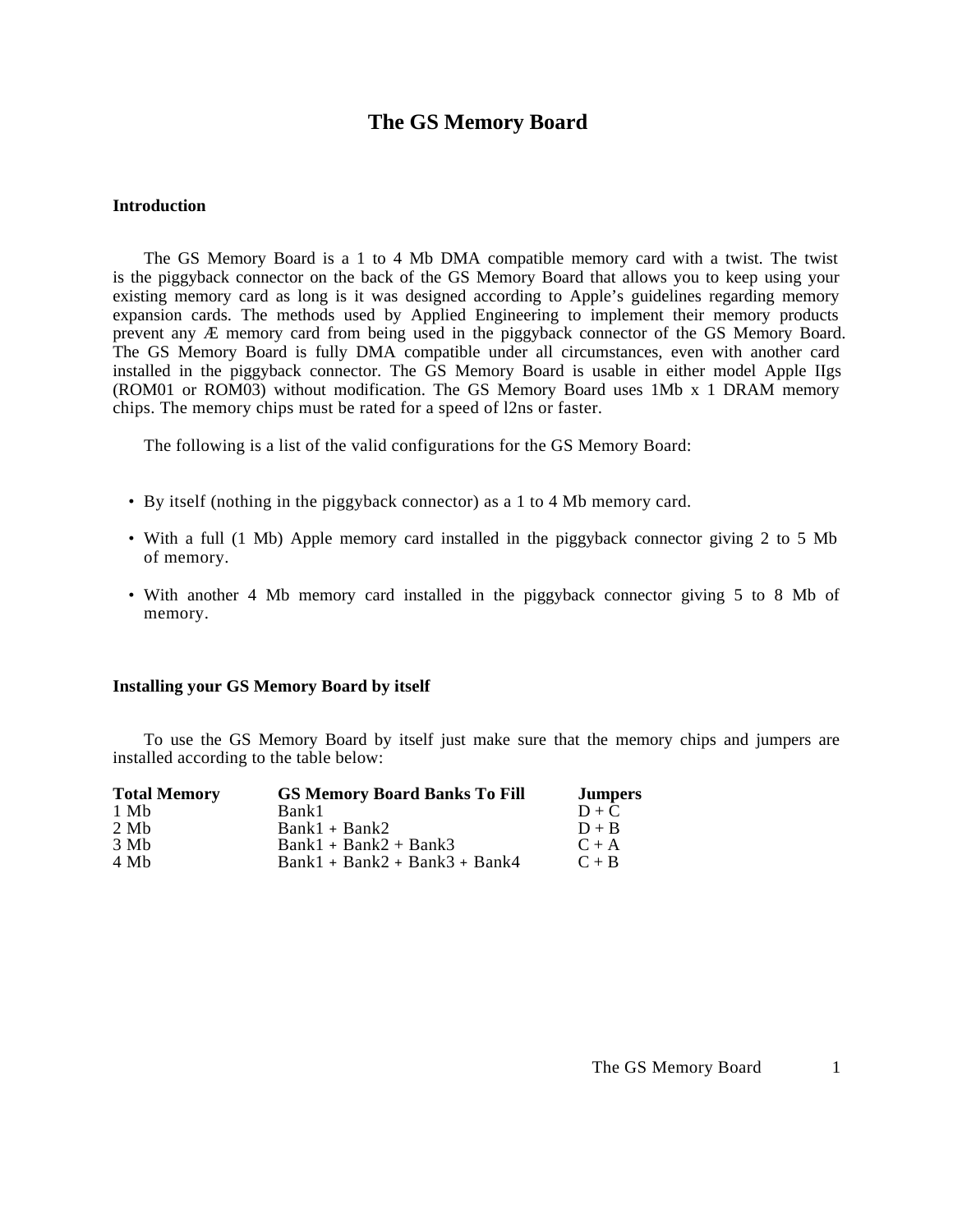# The GS Memory Board

### Introduction

The GS Memory Board is a 1 to 4 Mb DMA compatible memory card with a twist. The twist is the piggyback connector on the back of the GS Memory Board that allows you to keep using your existing memory card as long is it was designed according to Apple’s guidelines regarding memory expansion cards. The methods used by Applied Engineering to implement their memory products prevent any Æ memory card from being used in the piggyback connector of the GS Memory Board. The GS Memory Board is fully DMA compatible under all circumstances, even with another card installed in the piggyback connector. The GS Memory Board is usable in either model Apple IIgs (ROM01 or ROM03) without modification. The GS Memory Board uses 1Mb x 1 DRAM memory chips. The memory chips must be rated for a speed of l2ns or faster.

The following is a list of the valid configurations for the GS Memory Board:

- By itself (nothing in the piggyback connector) as a 1 to 4 Mb memory card.
- With a full (1 Mb) Apple memory card installed in the piggyback connector giving 2 to 5 Mb of memory.
- With another 4 Mb memory card installed in the piggyback connector giving 5 to 8 Mb of memory.

### Installing your GS Memory Board by itself

To use the GS Memory Board by itself just make sure that the memory chips and jumpers are installed according to the table below:

| Total Memory | GS Memory Board Banks To Fill | Jumpers |
|---|---|---|
| 1 Mb | Bank1 | D + C |
| 2 Mb | Bank1 + Bank2 | D + B |
| 3 Mb | Bank1 + Bank2 + Bank3 | C + A |
| 4 Mb | Bank1 + Bank2 + Bank3 + Bank4 | C + B |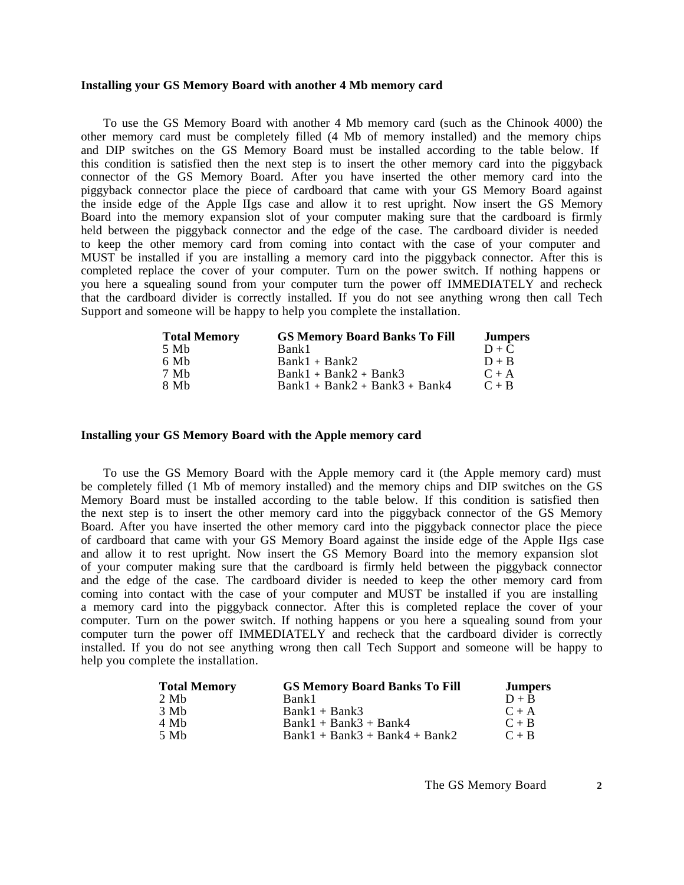## Installing your GS Memory Board with another 4 Mb memory card

To use the GS Memory Board with another 4 Mb memory card (such as the Chinook 4000) the other memory card must be completely filled (4 Mb of memory installed) and the memory chips and DIP switches on the GS Memory Board must be installed according to the table below. If this condition is satisfied then the next step is to insert the other memory card into the piggyback connector of the GS Memory Board. After you have inserted the other memory card into the piggyback connector place the piece of cardboard that came with your GS Memory Board against the inside edge of the Apple IIgs case and allow it to rest upright. Now insert the GS Memory Board into the memory expansion slot of your computer making sure that the cardboard is firmly held between the piggyback connector and the edge of the case. The cardboard divider is needed to keep the other memory card from coming into contact with the case of your computer and MUST be installed if you are installing a memory card into the piggyback connector. After this is completed replace the cover of your computer. Turn on the power switch. If nothing happens or you here a squealing sound from your computer turn the power off IMMEDIATELY and recheck that the cardboard divider is correctly installed. If you do not see anything wrong then call Tech Support and someone will be happy to help you complete the installation.

| Total Memory | GS Memory Board Banks To Fill | Jumpers |
|---|---|---|
| 5 Mb | Bank1 | D + C |
| 6 Mb | Bank1 + Bank2 | D + B |
| 7 Mb | Bank1 + Bank2 + Bank3 | C + A |
| 8 Mb | Bank1 + Bank2 + Bank3 + Bank4 | C + B |

## Installing your GS Memory Board with the Apple memory card

To use the GS Memory Board with the Apple memory card it (the Apple memory card) must be completely filled (1 Mb of memory installed) and the memory chips and DIP switches on the GS Memory Board must be installed according to the table below. If this condition is satisfied then the next step is to insert the other memory card into the piggyback connector of the GS Memory Board. After you have inserted the other memory card into the piggyback connector place the piece of cardboard that came with your GS Memory Board against the inside edge of the Apple IIgs case and allow it to rest upright. Now insert the GS Memory Board into the memory expansion slot of your computer making sure that the cardboard is firmly held between the piggyback connector and the edge of the case. The cardboard divider is needed to keep the other memory card from coming into contact with the case of your computer and MUST be installed if you are installing a memory card into the piggyback connector. After this is completed replace the cover of your computer. Turn on the power switch. If nothing happens or you here a squealing sound from your computer turn the power off IMMEDIATELY and recheck that the cardboard divider is correctly installed. If you do not see anything wrong then call Tech Support and someone will be happy to help you complete the installation.

| Total Memory | GS Memory Board Banks To Fill | Jumpers |
|---|---|---|
| 2 Mb | Bank1 | D + B |
| 3 Mb | Bank1 + Bank3 | C + A |
| 4 Mb | Bank1 + Bank3 + Bank4 | C + B |
| 5 Mb | Bank1 + Bank3 + Bank4 + Bank2 | C + B |